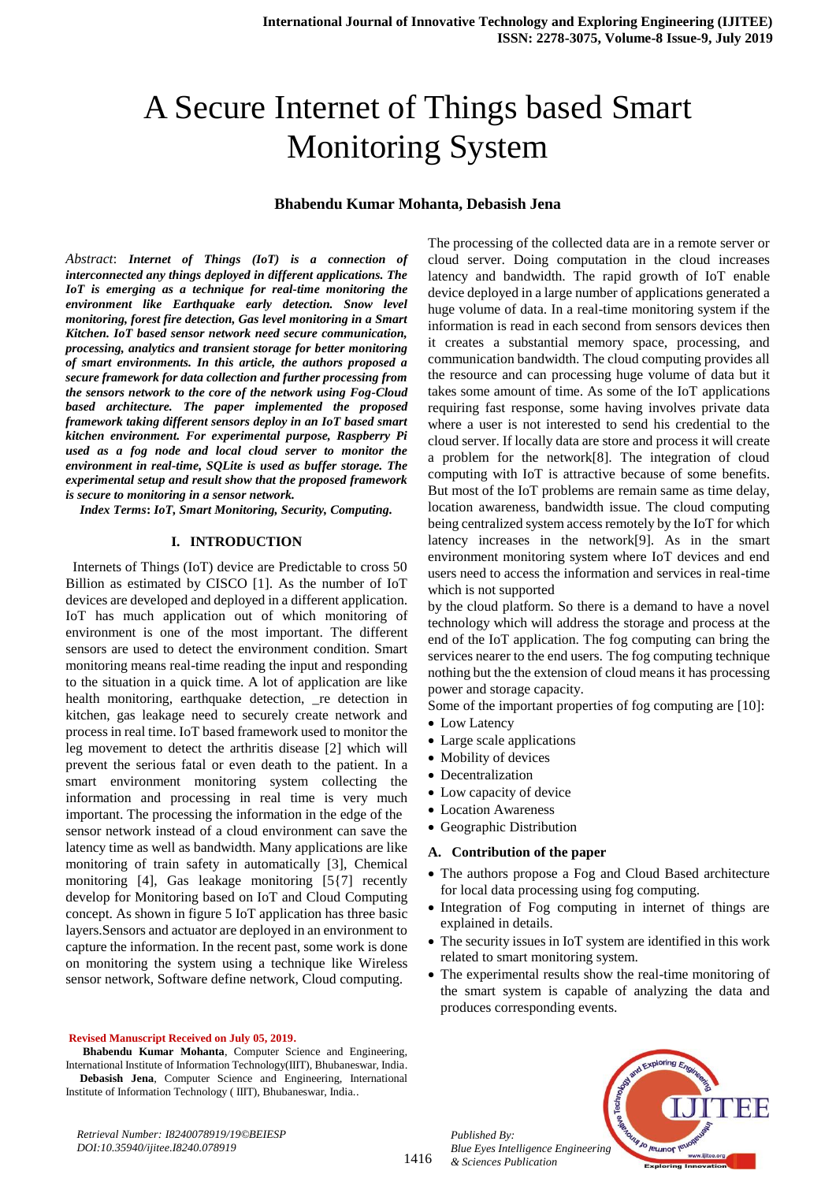# A Secure Internet of Things based Smart Monitoring System

**Bhabendu Kumar Mohanta, Debasish Jena**

*Abstract*: ***Internet of Things (IoT) is a connection of interconnected any things deployed in different applications. The IoT is emerging as a technique for real-time monitoring the environment like Earthquake early detection. Snow level monitoring, forest fire detection, Gas level monitoring in a Smart Kitchen. IoT based sensor network need secure communication, processing, analytics and transient storage for better monitoring of smart environments. In this article, the authors proposed a secure framework for data collection and further processing from the sensors network to the core of the network using Fog-Cloud based architecture. The paper implemented the proposed framework taking different sensors deploy in an IoT based smart kitchen environment. For experimental purpose, Raspberry Pi used as a fog node and local cloud server to monitor the environment in real-time, SQLite is used as buffer storage. The experimental setup and result show that the proposed framework is secure to monitoring in a sensor network.***

***Index Terms*****: *IoT, Smart Monitoring, Security, Computing.***

## I. INTRODUCTION

Internets of Things (IoT) device are Predictable to cross 50 Billion as estimated by CISCO [1]. As the number of IoT devices are developed and deployed in a different application. IoT has much application out of which monitoring of environment is one of the most important. The different sensors are used to detect the environment condition. Smart monitoring means real-time reading the input and responding to the situation in a quick time. A lot of application are like health monitoring, earthquake detection, _re detection in kitchen, gas leakage need to securely create network and process in real time. IoT based framework used to monitor the leg movement to detect the arthritis disease [2] which will prevent the serious fatal or even death to the patient. In a smart environment monitoring system collecting the information and processing in real time is very much important. The processing the information in the edge of the sensor network instead of a cloud environment can save the latency time as well as bandwidth. Many applications are like monitoring of train safety in automatically [3], Chemical monitoring [4], Gas leakage monitoring [5{7] recently develop for Monitoring based on IoT and Cloud Computing concept. As shown in figure 5 IoT application has three basic layers.Sensors and actuator are deployed in an environment to capture the information. In the recent past, some work is done on monitoring the system using a technique like Wireless sensor network, Software define network, Cloud computing. The processing of the collected data are in a remote server or cloud server. Doing computation in the cloud increases latency and bandwidth. The rapid growth of IoT enable device deployed in a large number of applications generated a huge volume of data. In a real-time monitoring system if the information is read in each second from sensors devices then it creates a substantial memory space, processing, and communication bandwidth. The cloud computing provides all the resource and can processing huge volume of data but it takes some amount of time. As some of the IoT applications requiring fast response, some having involves private data where a user is not interested to send his credential to the cloud server. If locally data are store and process it will create a problem for the network[8]. The integration of cloud computing with IoT is attractive because of some benefits. But most of the IoT problems are remain same as time delay, location awareness, bandwidth issue. The cloud computing being centralized system access remotely by the IoT for which latency increases in the network[9]. As in the smart environment monitoring system where IoT devices and end users need to access the information and services in real-time which is not supported by the cloud platform. So there is a demand to have a novel technology which will address the storage and process at the end of the IoT application. The fog computing can bring the services nearer to the end users. The fog computing technique nothing but the the extension of cloud means it has processing power and storage capacity.

Some of the important properties of fog computing are [10]:

- Low Latency
- Large scale applications
- Mobility of devices
- Decentralization
- Low capacity of device
- Location Awareness
- Geographic Distribution

### A. Contribution of the paper

- The authors propose a Fog and Cloud Based architecture for local data processing using fog computing.
- Integration of Fog computing in internet of things are explained in details.
- The security issues in IoT system are identified in this work related to smart monitoring system.
- The experimental results show the real-time monitoring of the smart system is capable of analyzing the data and produces corresponding events.

**Revised Manuscript Received on July 05, 2019.**

**Bhabendu Kumar Mohanta**, Computer Science and Engineering, International Institute of Information Technology(IIIT), Bhubaneswar, India.

**Debasish Jena**, Computer Science and Engineering, International Institute of Information Technology ( IIIT), Bhubaneswar, India..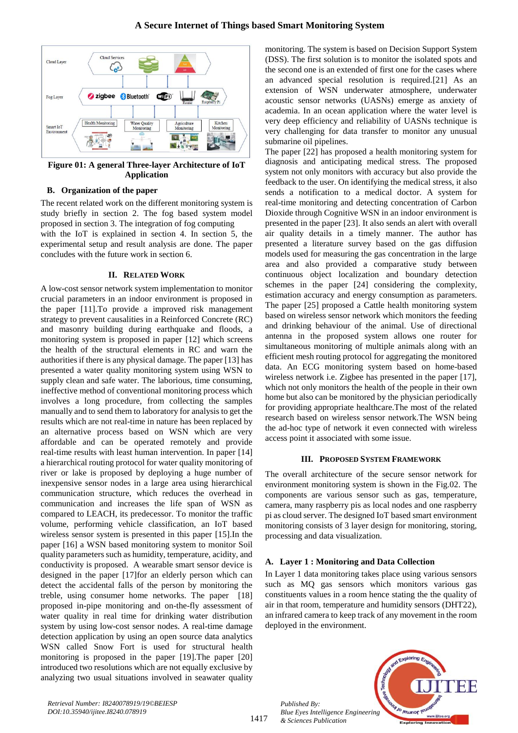**Figure 01: A general Three-layer Architecture of IoT Application**

### B. Organization of the paper

The recent related work on the different monitoring system is study briefly in section 2. The fog based system model proposed in section 3. The integration of fog computing with the IoT is explained in section 4. In section 5, the experimental setup and result analysis are done. The paper concludes with the future work in section 6.

## II. RELATED WORK

A low-cost sensor network system implementation to monitor crucial parameters in an indoor environment is proposed in the paper [11].To provide a improved risk management strategy to prevent causalities in a Reinforced Concrete (RC) and masonry building during earthquake and floods, a monitoring system is proposed in paper [12] which screens the health of the structural elements in RC and warn the authorities if there is any physical damage. The paper [13] has presented a water quality monitoring system using WSN to supply clean and safe water. The laborious, time consuming, ineffective method of conventional monitoring process which involves a long procedure, from collecting the samples manually and to send them to laboratory for analysis to get the results which are not real-time in nature has been replaced by an alternative process based on WSN which are very affordable and can be operated remotely and provide real-time results with least human intervention. In paper [14] a hierarchical routing protocol for water quality monitoring of river or lake is proposed by deploying a huge number of inexpensive sensor nodes in a large area using hierarchical communication structure, which reduces the overhead in communication and increases the life span of WSN as compared to LEACH, its predecessor. To monitor the traffic volume, performing vehicle classification, an IoT based wireless sensor system is presented in this paper [15].In the paper [16] a WSN based monitoring system to monitor Soil quality parameters such as humidity, temperature, acidity, and conductivity is proposed. A wearable smart sensor device is designed in the paper [17]for an elderly person which can detect the accidental falls of the person by monitoring the treble, using consumer home networks. The paper [18] proposed in-pipe monitoring and on-the-fly assessment of water quality in real time for drinking water distribution system by using low-cost sensor nodes. A real-time damage detection application by using an open source data analytics WSN called Snow Fort is used for structural health monitoring is proposed in the paper [19].The paper [20] introduced two resolutions which are not equally exclusive by analyzing two usual situations involved in seawater quality monitoring. The system is based on Decision Support System (DSS). The first solution is to monitor the isolated spots and the second one is an extended of first one for the cases where an advanced special resolution is required.[21] As an extension of WSN underwater atmosphere, underwater acoustic sensor networks (UASNs) emerge as anxiety of academia. In an ocean application where the water level is very deep efficiency and reliability of UASNs technique is very challenging for data transfer to monitor any unusual submarine oil pipelines.

The paper [22] has proposed a health monitoring system for diagnosis and anticipating medical stress. The proposed system not only monitors with accuracy but also provide the feedback to the user. On identifying the medical stress, it also sends a notification to a medical doctor. A system for real-time monitoring and detecting concentration of Carbon Dioxide through Cognitive WSN in an indoor environment is presented in the paper [23]. It also sends an alert with overall air quality details in a timely manner. The author has presented a literature survey based on the gas diffusion models used for measuring the gas concentration in the large area and also provided a comparative study between continuous object localization and boundary detection schemes in the paper [24] considering the complexity, estimation accuracy and energy consumption as parameters. The paper [25] proposed a Cattle health monitoring system based on wireless sensor network which monitors the feeding and drinking behaviour of the animal. Use of directional antenna in the proposed system allows one router for simultaneous monitoring of multiple animals along with an efficient mesh routing protocol for aggregating the monitored data. An ECG monitoring system based on home-based wireless network i.e. Zigbee has presented in the paper [17], which not only monitors the health of the people in their own home but also can be monitored by the physician periodically for providing appropriate healthcare.The most of the related research based on wireless sensor network.The WSN being the ad-hoc type of network it even connected with wireless access point it associated with some issue.

## III. PROPOSED SYSTEM FRAMEWORK

The overall architecture of the secure sensor network for environment monitoring system is shown in the Fig.02. The components are various sensor such as gas, temperature, camera, many raspberry pis as local nodes and one raspberry pi as cloud server. The designed IoT based smart environment monitoring consists of 3 layer design for monitoring, storing, processing and data visualization.

### A. Layer 1 : Monitoring and Data Collection

In Layer 1 data monitoring takes place using various sensors such as MQ gas sensors which monitors various gas constituents values in a room hence stating the the quality of air in that room, temperature and humidity sensors (DHT22), an infrared camera to keep track of any movement in the room deployed in the environment.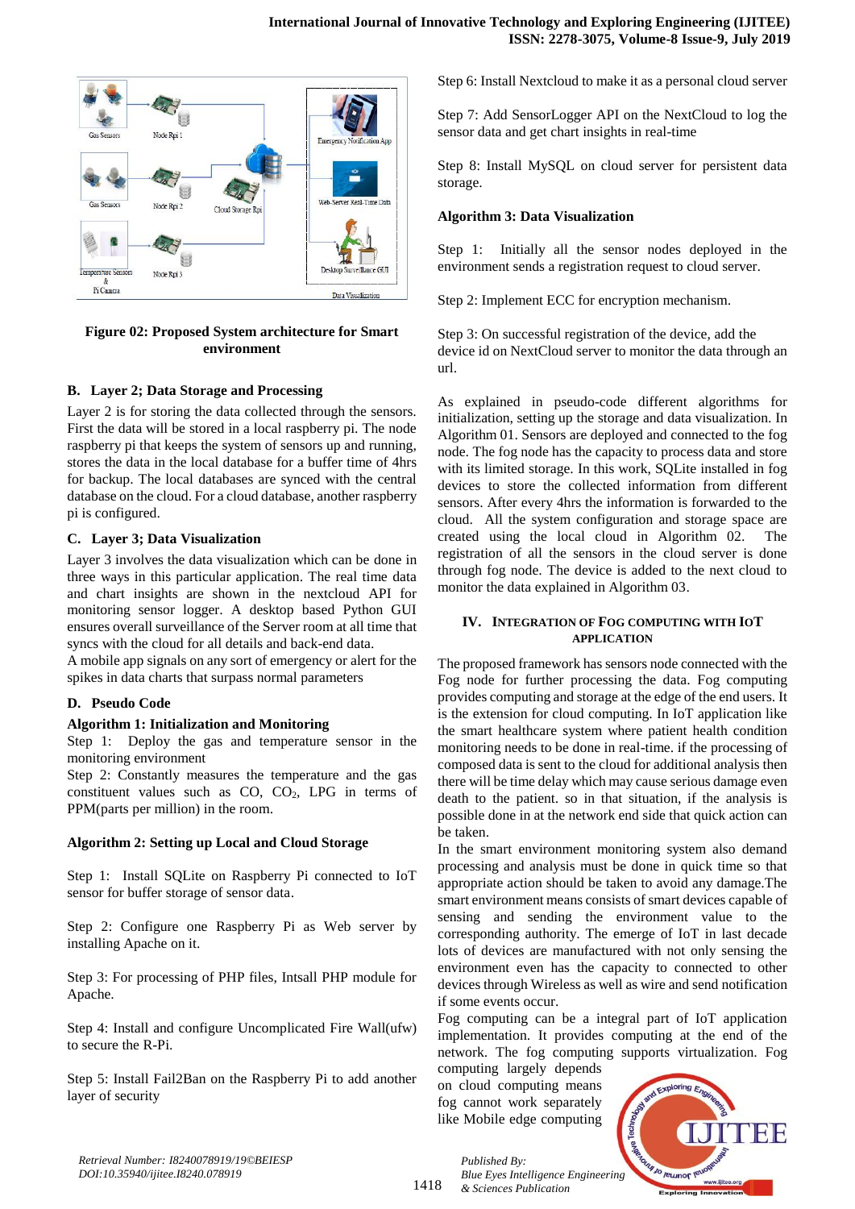**Figure 02: Proposed System architecture for Smart environment**

### B. Layer 2; Data Storage and Processing

Layer 2 is for storing the data collected through the sensors. First the data will be stored in a local raspberry pi. The node raspberry pi that keeps the system of sensors up and running, stores the data in the local database for a buffer time of 4hrs for backup. The local databases are synced with the central database on the cloud. For a cloud database, another raspberry pi is configured.

### C. Layer 3; Data Visualization

Layer 3 involves the data visualization which can be done in three ways in this particular application. The real time data and chart insights are shown in the nextcloud API for monitoring sensor logger. A desktop based Python GUI ensures overall surveillance of the Server room at all time that syncs with the cloud for all details and back-end data.

A mobile app signals on any sort of emergency or alert for the spikes in data charts that surpass normal parameters

### D. Pseudo Code

**Algorithm 1: Initialization and Monitoring**

Step 1: Deploy the gas and temperature sensor in the monitoring environment

Step 2: Constantly measures the temperature and the gas constituent values such as CO, $CO_2$, LPG in terms of PPM(parts per million) in the room.

**Algorithm 2: Setting up Local and Cloud Storage**

Step 1: Install SQLite on Raspberry Pi connected to IoT sensor for buffer storage of sensor data.

Step 2: Configure one Raspberry Pi as Web server by installing Apache on it.

Step 3: For processing of PHP files, Intsall PHP module for Apache.

Step 4: Install and configure Uncomplicated Fire Wall(ufw) to secure the R-Pi.

Step 5: Install Fail2Ban on the Raspberry Pi to add another layer of security

Step 6: Install Nextcloud to make it as a personal cloud server

Step 7: Add SensorLogger API on the NextCloud to log the sensor data and get chart insights in real-time

Step 8: Install MySQL on cloud server for persistent data storage.

**Algorithm 3: Data Visualization**

Step 1: Initially all the sensor nodes deployed in the environment sends a registration request to cloud server.

Step 2: Implement ECC for encryption mechanism.

Step 3: On successful registration of the device, add the device id on NextCloud server to monitor the data through an url.

As explained in pseudo-code different algorithms for initialization, setting up the storage and data visualization. In Algorithm 01. Sensors are deployed and connected to the fog node. The fog node has the capacity to process data and store with its limited storage. In this work, SQLite installed in fog devices to store the collected information from different sensors. After every 4hrs the information is forwarded to the cloud. All the system configuration and storage space are created using the local cloud in Algorithm 02. The registration of all the sensors in the cloud server is done through fog node. The device is added to the next cloud to monitor the data explained in Algorithm 03.

## IV. Integration of Fog Computing with IoT Application

The proposed framework has sensors node connected with the Fog node for further processing the data. Fog computing provides computing and storage at the edge of the end users. It is the extension for cloud computing. In IoT application like the smart healthcare system where patient health condition monitoring needs to be done in real-time. if the processing of composed data is sent to the cloud for additional analysis then there will be time delay which may cause serious damage even death to the patient. so in that situation, if the analysis is possible done in at the network end side that quick action can be taken.

In the smart environment monitoring system also demand processing and analysis must be done in quick time so that appropriate action should be taken to avoid any damage.The smart environment means consists of smart devices capable of sensing and sending the environment value to the corresponding authority. The emerge of IoT in last decade lots of devices are manufactured with not only sensing the environment even has the capacity to connected to other devices through Wireless as well as wire and send notification if some events occur.

Fog computing can be a integral part of IoT application implementation. It provides computing at the end of the network. The fog computing supports virtualization. Fog computing largely depends on cloud computing means fog cannot work separately like Mobile edge computing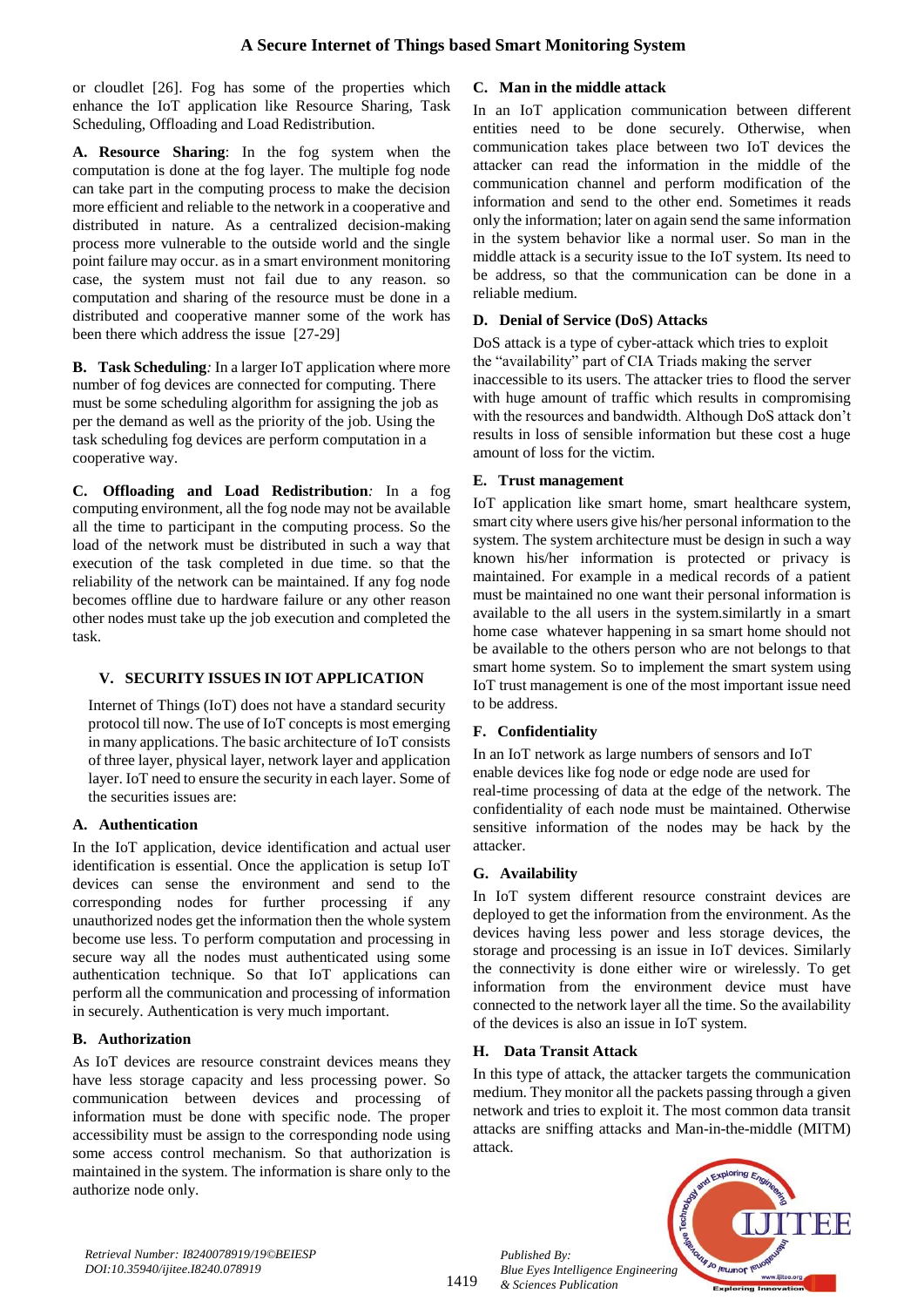or cloudlet [26]. Fog has some of the properties which enhance the IoT application like Resource Sharing, Task Scheduling, Offloading and Load Redistribution.

**A. Resource Sharing**: In the fog system when the computation is done at the fog layer. The multiple fog node can take part in the computing process to make the decision more efficient and reliable to the network in a cooperative and distributed in nature. As a centralized decision-making process more vulnerable to the outside world and the single point failure may occur. as in a smart environment monitoring case, the system must not fail due to any reason. so computation and sharing of the resource must be done in a distributed and cooperative manner some of the work has been there which address the issue [27-29]

**B. Task Scheduling***:* In a larger IoT application where more number of fog devices are connected for computing. There must be some scheduling algorithm for assigning the job as per the demand as well as the priority of the job. Using the task scheduling fog devices are perform computation in a cooperative way.

**C. Offloading and Load Redistribution***:* In a fog computing environment, all the fog node may not be available all the time to participant in the computing process. So the load of the network must be distributed in such a way that execution of the task completed in due time. so that the reliability of the network can be maintained. If any fog node becomes offline due to hardware failure or any other reason other nodes must take up the job execution and completed the task.

## V. SECURITY ISSUES IN IOT APPLICATION

Internet of Things (IoT) does not have a standard security protocol till now. The use of IoT concepts is most emerging in many applications. The basic architecture of IoT consists of three layer, physical layer, network layer and application layer. IoT need to ensure the security in each layer. Some of the securities issues are:

### A. Authentication

In the IoT application, device identification and actual user identification is essential. Once the application is setup IoT devices can sense the environment and send to the corresponding nodes for further processing if any unauthorized nodes get the information then the whole system become use less. To perform computation and processing in secure way all the nodes must authenticated using some authentication technique. So that IoT applications can perform all the communication and processing of information in securely. Authentication is very much important.

### B. Authorization

As IoT devices are resource constraint devices means they have less storage capacity and less processing power. So communication between devices and processing of information must be done with specific node. The proper accessibility must be assign to the corresponding node using some access control mechanism. So that authorization is maintained in the system. The information is share only to the authorize node only.

### C. Man in the middle attack

In an IoT application communication between different entities need to be done securely. Otherwise, when communication takes place between two IoT devices the attacker can read the information in the middle of the communication channel and perform modification of the information and send to the other end. Sometimes it reads only the information; later on again send the same information in the system behavior like a normal user. So man in the middle attack is a security issue to the IoT system. Its need to be address, so that the communication can be done in a reliable medium.

### D. Denial of Service (DoS) Attacks

DoS attack is a type of cyber-attack which tries to exploit the "availability" part of CIA Triads making the server inaccessible to its users. The attacker tries to flood the server with huge amount of traffic which results in compromising with the resources and bandwidth. Although DoS attack don't results in loss of sensible information but these cost a huge amount of loss for the victim.

### E. Trust management

IoT application like smart home, smart healthcare system, smart city where users give his/her personal information to the system. The system architecture must be design in such a way known his/her information is protected or privacy is maintained. For example in a medical records of a patient must be maintained no one want their personal information is available to the all users in the system.similartly in a smart home case whatever happening in sa smart home should not be available to the others person who are not belongs to that smart home system. So to implement the smart system using IoT trust management is one of the most important issue need to be address.

### F. Confidentiality

In an IoT network as large numbers of sensors and IoT enable devices like fog node or edge node are used for real-time processing of data at the edge of the network. The confidentiality of each node must be maintained. Otherwise sensitive information of the nodes may be hack by the attacker.

### G. Availability

In IoT system different resource constraint devices are deployed to get the information from the environment. As the devices having less power and less storage devices, the storage and processing is an issue in IoT devices. Similarly the connectivity is done either wire or wirelessly. To get information from the environment device must have connected to the network layer all the time. So the availability of the devices is also an issue in IoT system.

### H. Data Transit Attack

In this type of attack, the attacker targets the communication medium. They monitor all the packets passing through a given network and tries to exploit it. The most common data transit attacks are sniffing attacks and Man-in-the-middle (MITM) attack.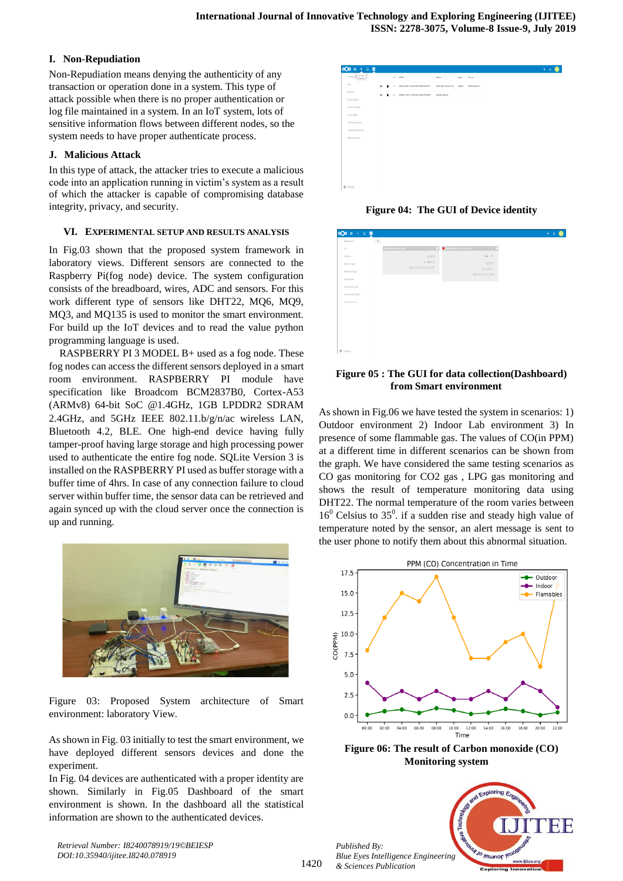## I. Non-Repudiation

Non-Repudiation means denying the authenticity of any transaction or operation done in a system. This type of attack possible when there is no proper authentication or log file maintained in a system. In an IoT system, lots of sensitive information flows between different nodes, so the system needs to have proper authenticate process.

## J. Malicious Attack

In this type of attack, the attacker tries to execute a malicious code into an application running in victim's system as a result of which the attacker is capable of compromising database integrity, privacy, and security.

## VI. EXPERIMENTAL SETUP AND RESULTS ANALYSIS

In Fig.03 shown that the proposed system framework in laboratory views. Different sensors are connected to the Raspberry Pi(fog node) device. The system configuration consists of the breadboard, wires, ADC and sensors. For this work different type of sensors like DHT22, MQ6, MQ9, MQ3, and MQ135 is used to monitor the smart environment. For build up the IoT devices and to read the value python programming language is used.

RASPBERRY PI 3 MODEL B+ used as a fog node. These fog nodes can access the different sensors deployed in a smart room environment. RASPBERRY PI module have specification like Broadcom BCM2837B0, Cortex-A53 (ARMv8) 64-bit SoC @1.4GHz, 1GB LPDDR2 SDRAM 2.4GHz, and 5GHz IEEE 802.11.b/g/n/ac wireless LAN, Bluetooth 4.2, BLE. One high-end device having fully tamper-proof having large storage and high processing power used to authenticate the entire fog node. SQLite Version 3 is installed on the RASPBERRY PI used as buffer storage with a buffer time of 4hrs. In case of any connection failure to cloud server within buffer time, the sensor data can be retrieved and again synced up with the cloud server once the connection is up and running.

Figure 03: Proposed System architecture of Smart environment: laboratory View.

As shown in Fig. 03 initially to test the smart environment, we have deployed different sensors devices and done the experiment.

In Fig. 04 devices are authenticated with a proper identity are shown. Similarly in Fig.05 Dashboard of the smart environment is shown. In the dashboard all the statistical information are shown to the authenticated devices.

**Figure 04: The GUI of Device identity**

**Figure 05 : The GUI for data collection(Dashboard) from Smart environment**

As shown in Fig.06 we have tested the system in scenarios: 1) Outdoor environment 2) Indoor Lab environment 3) In presence of some flammable gas. The values of CO(in PPM) at a different time in different scenarios can be shown from the graph. We have considered the same testing scenarios as CO gas monitoring for CO2 gas , LPG gas monitoring and shows the result of temperature monitoring data using DHT22. The normal temperature of the room varies between $16^0$ Celsius to $35^0$. if a sudden rise and steady high value of temperature noted by the sensor, an alert message is sent to the user phone to notify them about this abnormal situation.

**Figure 06: The result of Carbon monoxide (CO) Monitoring system**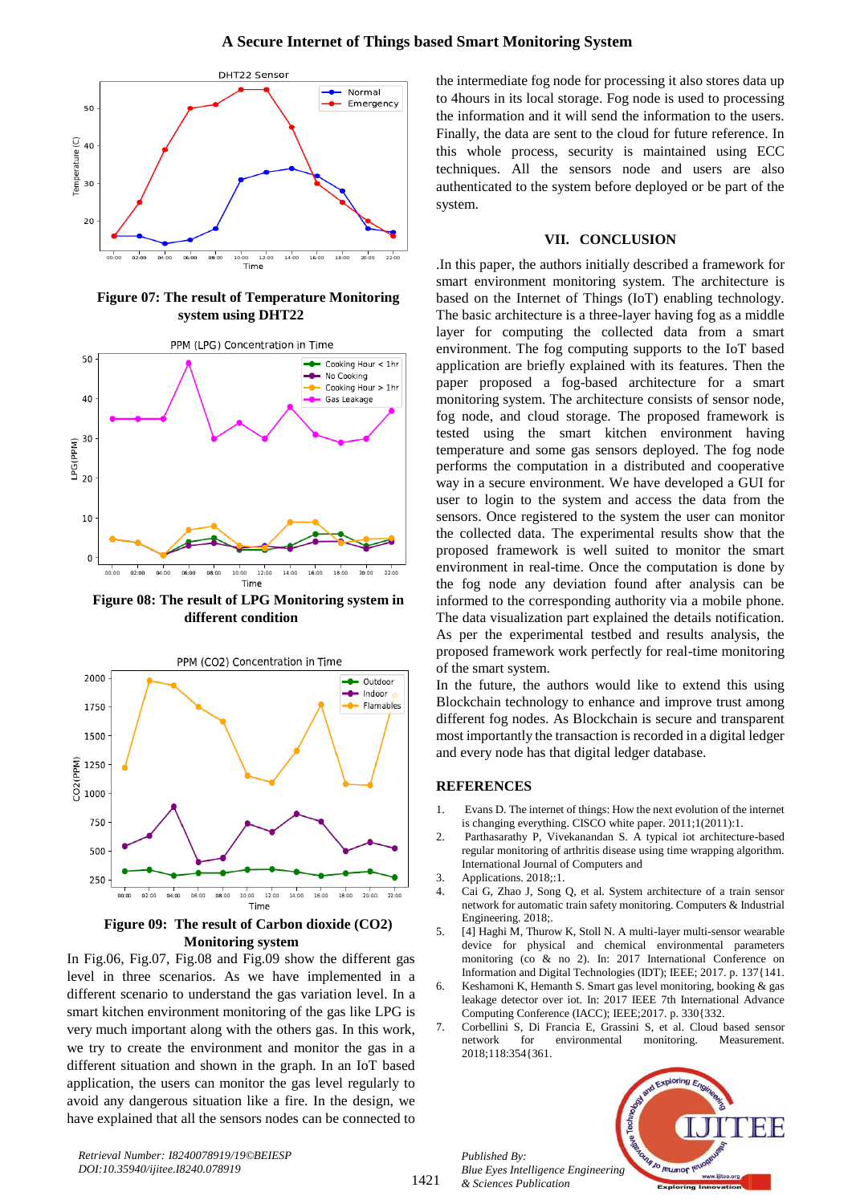**Figure 07: The result of Temperature Monitoring system using DHT22**

**Figure 08: The result of LPG Monitoring system in different condition**

**Figure 09: The result of Carbon dioxide (CO2) Monitoring system**

In Fig.06, Fig.07, Fig.08 and Fig.09 show the different gas level in three scenarios. As we have implemented in a different scenario to understand the gas variation level. In a smart kitchen environment monitoring of the gas like LPG is very much important along with the others gas. In this work, we try to create the environment and monitor the gas in a different situation and shown in the graph. In an IoT based application, the users can monitor the gas level regularly to avoid any dangerous situation like a fire. In the design, we have explained that all the sensors nodes can be connected to the intermediate fog node for processing it also stores data up to 4hours in its local storage. Fog node is used to processing the information and it will send the information to the users. Finally, the data are sent to the cloud for future reference. In this whole process, security is maintained using ECC techniques. All the sensors node and users are also authenticated to the system before deployed or be part of the system.

## VII. CONCLUSION

.In this paper, the authors initially described a framework for smart environment monitoring system. The architecture is based on the Internet of Things (IoT) enabling technology. The basic architecture is a three-layer having fog as a middle layer for computing the collected data from a smart environment. The fog computing supports to the IoT based application are briefly explained with its features. Then the paper proposed a fog-based architecture for a smart monitoring system. The architecture consists of sensor node, fog node, and cloud storage. The proposed framework is tested using the smart kitchen environment having temperature and some gas sensors deployed. The fog node performs the computation in a distributed and cooperative way in a secure environment. We have developed a GUI for user to login to the system and access the data from the sensors. Once registered to the system the user can monitor the collected data. The experimental results show that the proposed framework is well suited to monitor the smart environment in real-time. Once the computation is done by the fog node any deviation found after analysis can be informed to the corresponding authority via a mobile phone. The data visualization part explained the details notification. As per the experimental testbed and results analysis, the proposed framework work perfectly for real-time monitoring of the smart system.

In the future, the authors would like to extend this using Blockchain technology to enhance and improve trust among different fog nodes. As Blockchain is secure and transparent most importantly the transaction is recorded in a digital ledger and every node has that digital ledger database.

## REFERENCES

1. Evans D. The internet of things: How the next evolution of the internet is changing everything. CISCO white paper. 2011;1(2011):1.
2. Parthasarathy P, Vivekanandan S. A typical iot architecture-based regular monitoring of arthritis disease using time wrapping algorithm. International Journal of Computers and
3. Applications. 2018;:1.
4. Cai G, Zhao J, Song Q, et al. System architecture of a train sensor network for automatic train safety monitoring. Computers & Industrial Engineering. 2018;.
5. [4] Haghi M, Thurow K, Stoll N. A multi-layer multi-sensor wearable device for physical and chemical environmental parameters monitoring (co & no 2). In: 2017 International Conference on Information and Digital Technologies (IDT); IEEE; 2017. p. 137{141.
6. Keshamoni K, Hemanth S. Smart gas level monitoring, booking & gas leakage detector over iot. In: 2017 IEEE 7th International Advance Computing Conference (IACC); IEEE;2017. p. 330{332.
7. Corbellini S, Di Francia E, Grassini S, et al. Cloud based sensor network for environmental monitoring. Measurement. 2018;118:354{361.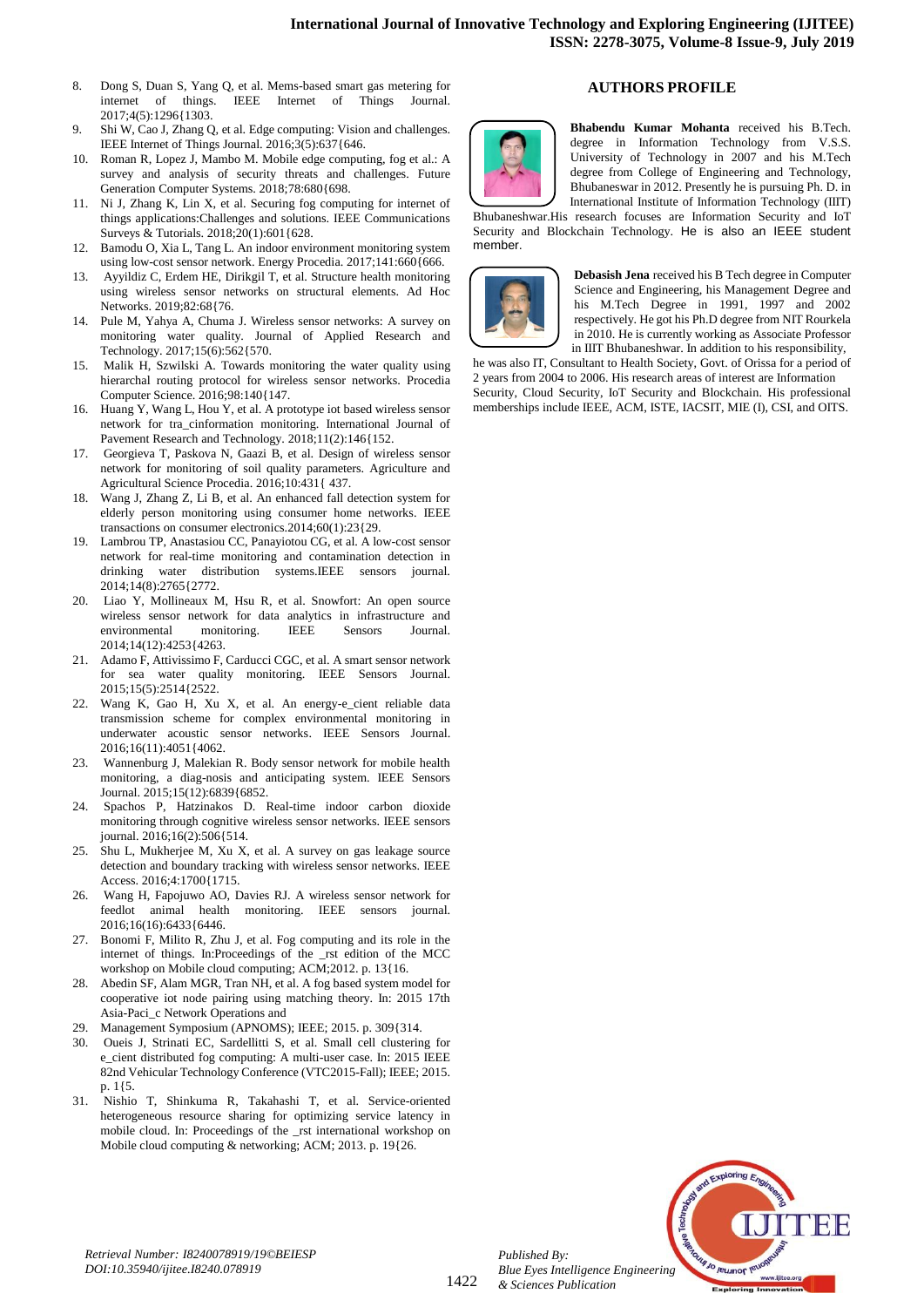8. Dong S, Duan S, Yang Q, et al. Mems-based smart gas metering for internet of things. IEEE Internet of Things Journal. 2017;4(5):1296{1303.
9. Shi W, Cao J, Zhang Q, et al. Edge computing: Vision and challenges. IEEE Internet of Things Journal. 2016;3(5):637{646.
10. Roman R, Lopez J, Mambo M. Mobile edge computing, fog et al.: A survey and analysis of security threats and challenges. Future Generation Computer Systems. 2018;78:680{698.
11. Ni J, Zhang K, Lin X, et al. Securing fog computing for internet of things applications:Challenges and solutions. IEEE Communications Surveys & Tutorials. 2018;20(1):601{628.
12. Bamodu O, Xia L, Tang L. An indoor environment monitoring system using low-cost sensor network. Energy Procedia. 2017;141:660{666.
13. Ayyildiz C, Erdem HE, Dirikgil T, et al. Structure health monitoring using wireless sensor networks on structural elements. Ad Hoc Networks. 2019;82:68{76.
14. Pule M, Yahya A, Chuma J. Wireless sensor networks: A survey on monitoring water quality. Journal of Applied Research and Technology. 2017;15(6):562{570.
15. Malik H, Szwilski A. Towards monitoring the water quality using hierarchal routing protocol for wireless sensor networks. Procedia Computer Science. 2016;98:140{147.
16. Huang Y, Wang L, Hou Y, et al. A prototype iot based wireless sensor network for tra_cinformation monitoring. International Journal of Pavement Research and Technology. 2018;11(2):146{152.
17. Georgieva T, Paskova N, Gaazi B, et al. Design of wireless sensor network for monitoring of soil quality parameters. Agriculture and Agricultural Science Procedia. 2016;10:431{ 437.
18. Wang J, Zhang Z, Li B, et al. An enhanced fall detection system for elderly person monitoring using consumer home networks. IEEE transactions on consumer electronics.2014;60(1):23{29.
19. Lambrou TP, Anastasiou CC, Panayiotou CG, et al. A low-cost sensor network for real-time monitoring and contamination detection in drinking water distribution systems.IEEE sensors journal. 2014;14(8):2765{2772.
20. Liao Y, Mollineaux M, Hsu R, et al. Snowfort: An open source wireless sensor network for data analytics in infrastructure and environmental monitoring. IEEE Sensors Journal. 2014;14(12):4253{4263.
21. Adamo F, Attivissimo F, Carducci CGC, et al. A smart sensor network for sea water quality monitoring. IEEE Sensors Journal. 2015;15(5):2514{2522.
22. Wang K, Gao H, Xu X, et al. An energy-e_cient reliable data transmission scheme for complex environmental monitoring in underwater acoustic sensor networks. IEEE Sensors Journal. 2016;16(11):4051{4062.
23. Wannenburg J, Malekian R. Body sensor network for mobile health monitoring, a diag-nosis and anticipating system. IEEE Sensors Journal. 2015;15(12):6839{6852.
24. Spachos P, Hatzinakos D. Real-time indoor carbon dioxide monitoring through cognitive wireless sensor networks. IEEE sensors journal. 2016;16(2):506{514.
25. Shu L, Mukherjee M, Xu X, et al. A survey on gas leakage source detection and boundary tracking with wireless sensor networks. IEEE Access. 2016;4:1700{1715.
26. Wang H, Fapojuwo AO, Davies RJ. A wireless sensor network for feedlot animal health monitoring. IEEE sensors journal. 2016;16(16):6433{6446.
27. Bonomi F, Milito R, Zhu J, et al. Fog computing and its role in the internet of things. In:Proceedings of the _rst edition of the MCC workshop on Mobile cloud computing; ACM;2012. p. 13{16.
28. Abedin SF, Alam MGR, Tran NH, et al. A fog based system model for cooperative iot node pairing using matching theory. In: 2015 17th Asia-Paci_c Network Operations and
29. Management Symposium (APNOMS); IEEE; 2015. p. 309{314.
30. Oueis J, Strinati EC, Sardellitti S, et al. Small cell clustering for e_cient distributed fog computing: A multi-user case. In: 2015 IEEE 82nd Vehicular Technology Conference (VTC2015-Fall); IEEE; 2015. p. 1{5.
31. Nishio T, Shinkuma R, Takahashi T, et al. Service-oriented heterogeneous resource sharing for optimizing service latency in mobile cloud. In: Proceedings of the _rst international workshop on Mobile cloud computing & networking; ACM; 2013. p. 19{26.

## AUTHORS PROFILE

**Bhabendu Kumar Mohanta** received his B.Tech. degree in Information Technology from V.S.S. University of Technology in 2007 and his M.Tech degree from College of Engineering and Technology, Bhubaneswar in 2012. Presently he is pursuing Ph. D. in International Institute of Information Technology (IIIT) Bhubaneshwar.His research focuses are Information Security and IoT Security and Blockchain Technology. He is also an IEEE student member.

**Debasish Jena** received his B Tech degree in Computer Science and Engineering, his Management Degree and his M.Tech Degree in 1991, 1997 and 2002 respectively. He got his Ph.D degree from NIT Rourkela in 2010. He is currently working as Associate Professor in IIIT Bhubaneshwar. In addition to his responsibility, he was also IT, Consultant to Health Society, Govt. of Orissa for a period of 2 years from 2004 to 2006. His research areas of interest are Information Security, Cloud Security, IoT Security and Blockchain. His professional memberships include IEEE, ACM, ISTE, IACSIT, MIE (I), CSI, and OITS.